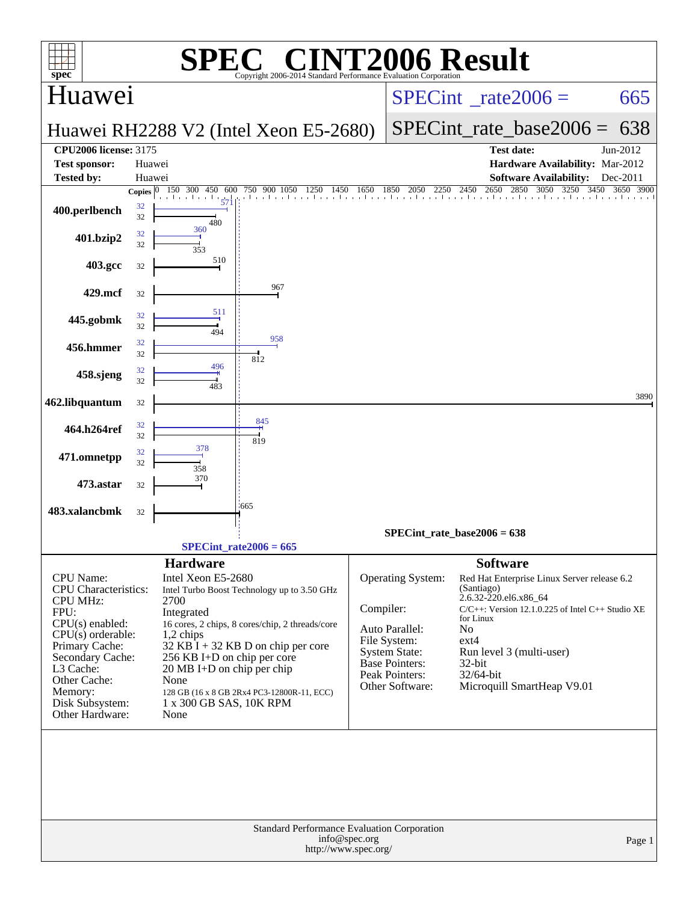# SPEC® CINT2006 Result

Copyright 2006-2014 Standard Performance Evaluation Corporation

## Huawei

**Huawei RH2288 V2 (Intel Xeon E5-2680)**

SPECint_rate2006 = 665

SPECint_rate_base2006 = 638

| | | | |
|---|---|---|---|
| **CPU2006 license:** 3175 | | **Test date:** | Jun-2012 |
| **Test sponsor:** | Huawei | **Hardware Availability:** | Mar-2012 |
| **Tested by:** | Huawei | **Software Availability:** | Dec-2011 |

| Benchmark | Copies (peak) | Peak | Copies (base) | Base |
|---|---|---|---|---|
| 400.perlbench | 32 | 571 | 32 | 480 |
| 401.bzip2 | 32 | 360 | 32 | 353 |
| 403.gcc | | | 32 | 510 |
| 429.mcf | | | 32 | 967 |
| 445.gobmk | 32 | 511 | 32 | 494 |
| 456.hmmer | 32 | 958 | 32 | 812 |
| 458.sjeng | 32 | 496 | 32 | 483 |
| 462.libquantum | | | 32 | 3890 |
| 464.h264ref | 32 | 845 | 32 | 819 |
| 471.omnetpp | 32 | 378 | 32 | 358 |
| 473.astar | | | 32 | 370 |
| 483.xalancbmk | | | 32 | 665 |

SPECint_rate_base2006 = 638

SPECint_rate2006 = 665

### Hardware

| | |
|---|---|
| CPU Name: | Intel Xeon E5-2680 |
| CPU Characteristics: | Intel Turbo Boost Technology up to 3.50 GHz |
| CPU MHz: | 2700 |
| FPU: | Integrated |
| CPU(s) enabled: | 16 cores, 2 chips, 8 cores/chip, 2 threads/core |
| CPU(s) orderable: | 1,2 chips |
| Primary Cache: | 32 KB I + 32 KB D on chip per core |
| Secondary Cache: | 256 KB I+D on chip per core |
| L3 Cache: | 20 MB I+D on chip per chip |
| Other Cache: | None |
| Memory: | 128 GB (16 x 8 GB 2Rx4 PC3-12800R-11, ECC) |
| Disk Subsystem: | 1 x 300 GB SAS, 10K RPM |
| Other Hardware: | None |

### Software

| | |
|---|---|
| Operating System: | Red Hat Enterprise Linux Server release 6.2 (Santiago) 2.6.32-220.el6.x86_64 |
| Compiler: | C/C++: Version 12.1.0.225 of Intel C++ Studio XE for Linux |
| Auto Parallel: | No |
| File System: | ext4 |
| System State: | Run level 3 (multi-user) |
| Base Pointers: | 32-bit |
| Peak Pointers: | 32/64-bit |
| Other Software: | Microquill SmartHeap V9.01 |

Standard Performance Evaluation Corporation
info@spec.org
http://www.spec.org/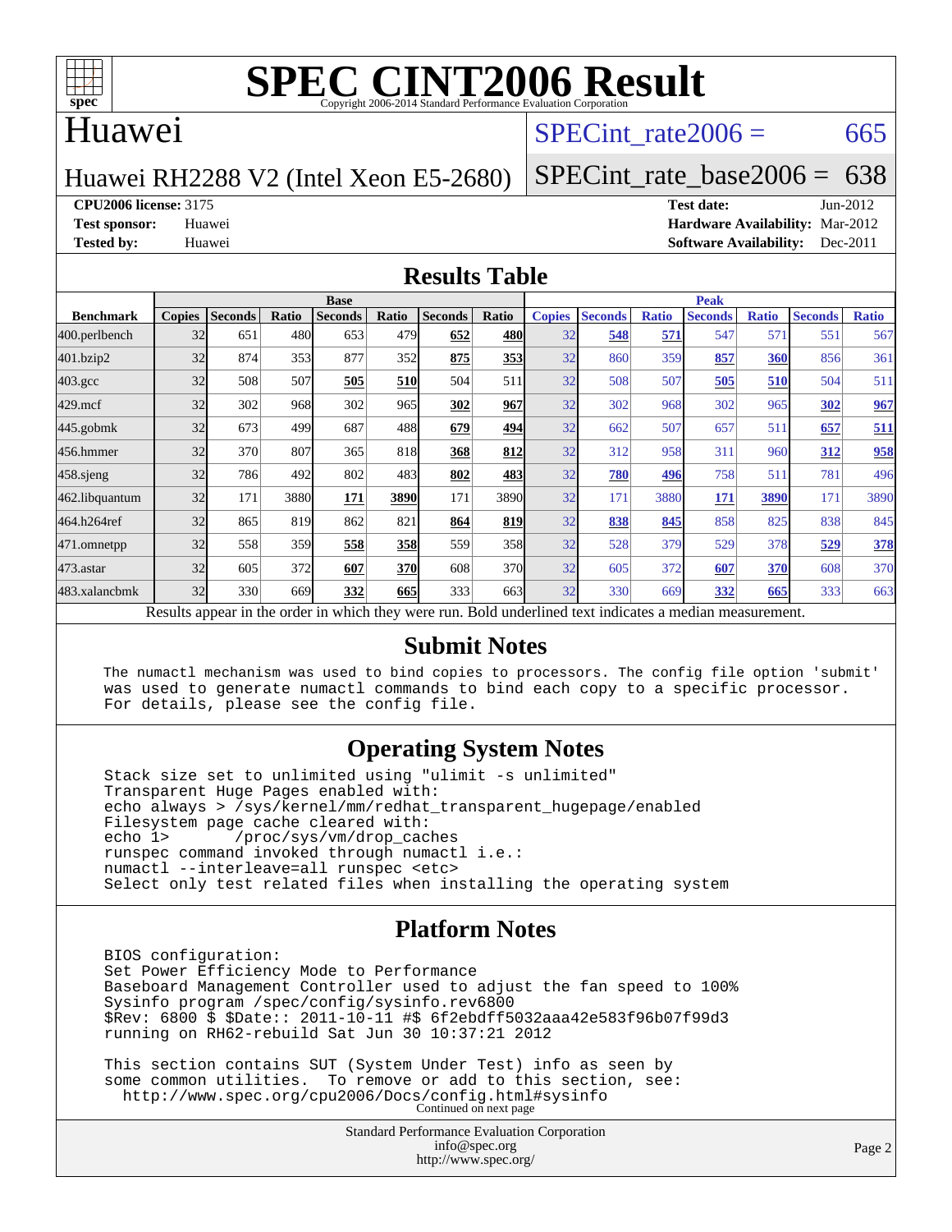# SPEC CINT2006 Result

Copyright 2006-2014 Standard Performance Evaluation Corporation

## Huawei

Huawei RH2288 V2 (Intel Xeon E5-2680)

SPECint_rate2006 = 665

SPECint_rate_base2006 = 638

**CPU2006 license:** 3175
**Test sponsor:** Huawei
**Tested by:** Huawei

**Test date:** Jun-2012
**Hardware Availability:** Mar-2012
**Software Availability:** Dec-2011

## Results Table

| Benchmark | Base | | | | | | | Peak | | | | | | |
|---|---|---|---|---|---|---|---|---|---|---|---|---|---|---|
| | Copies | Seconds | Ratio | Seconds | Ratio | Seconds | Ratio | Copies | Seconds | Ratio | Seconds | Ratio | Seconds | Ratio |
| 400.perlbench | 32 | 651 | 480 | 653 | 479 | **652** | **480** | 32 | **548** | **571** | 547 | 571 | 551 | 567 |
| 401.bzip2 | 32 | 874 | 353 | 877 | 352 | **875** | **353** | 32 | 860 | 359 | **857** | **360** | 856 | 361 |
| 403.gcc | 32 | 508 | 507 | **505** | **510** | 504 | 511 | 32 | 508 | 507 | **505** | **510** | 504 | 511 |
| 429.mcf | 32 | 302 | 968 | 302 | 965 | **302** | **967** | 32 | 302 | 968 | 302 | 965 | **302** | **967** |
| 445.gobmk | 32 | 673 | 499 | 687 | 488 | **679** | **494** | 32 | 662 | 507 | 657 | 511 | **657** | **511** |
| 456.hmmer | 32 | 370 | 807 | 365 | 818 | **368** | **812** | 32 | 312 | 958 | 311 | 960 | **312** | **958** |
| 458.sjeng | 32 | 786 | 492 | 802 | 483 | **802** | **483** | 32 | **780** | **496** | 758 | 511 | 781 | 496 |
| 462.libquantum | 32 | 171 | 3880 | **171** | **3890** | 171 | 3890 | 32 | 171 | 3880 | **171** | **3890** | 171 | 3890 |
| 464.h264ref | 32 | 865 | 819 | 862 | 821 | **864** | **819** | 32 | **838** | **845** | 858 | 825 | 838 | 845 |
| 471.omnetpp | 32 | 558 | 359 | **558** | **358** | 559 | 358 | 32 | 528 | 379 | 529 | 378 | **529** | **378** |
| 473.astar | 32 | 605 | 372 | **607** | **370** | 608 | 370 | 32 | 605 | 372 | **607** | **370** | 608 | 370 |
| 483.xalancbmk | 32 | 330 | 669 | **332** | **665** | 333 | 663 | 32 | 330 | 669 | **332** | **665** | 333 | 663 |

Results appear in the order in which they were run. Bold underlined text indicates a median measurement.

## Submit Notes

```
The numactl mechanism was used to bind copies to processors. The config file option 'submit'
was used to generate numactl commands to bind each copy to a specific processor.
For details, please see the config file.
```

## Operating System Notes

```
Stack size set to unlimited using "ulimit -s unlimited"
Transparent Huge Pages enabled with:
echo always > /sys/kernel/mm/redhat_transparent_hugepage/enabled
Filesystem page cache cleared with:
echo 1>       /proc/sys/vm/drop_caches
runspec command invoked through numactl i.e.:
numactl --interleave=all runspec <etc>
Select only test related files when installing the operating system
```

## Platform Notes

```
BIOS configuration:
Set Power Efficiency Mode to Performance
Baseboard Management Controller used to adjust the fan speed to 100%
Sysinfo program /spec/config/sysinfo.rev6800
$Rev: 6800 $ $Date:: 2011-10-11 #$ 6f2ebdff5032aaa42e583f96b07f99d3
running on RH62-rebuild Sat Jun 30 10:37:21 2012

This section contains SUT (System Under Test) info as seen by
some common utilities.  To remove or add to this section, see:
  http://www.spec.org/cpu2006/Docs/config.html#sysinfo
```

Continued on next page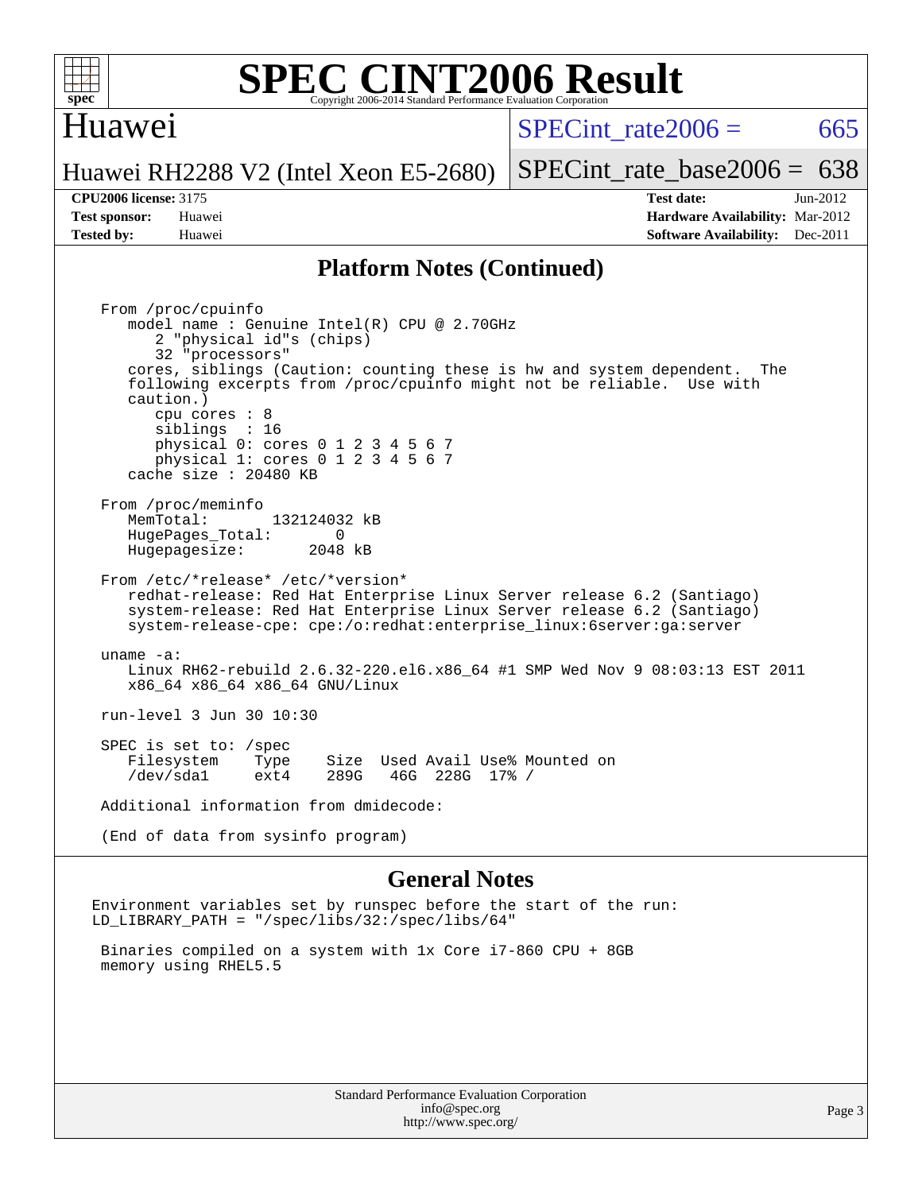# SPEC CINT2006 Result

Copyright 2006-2014 Standard Performance Evaluation Corporation

## Huawei

Huawei RH2288 V2 (Intel Xeon E5-2680)

SPECint_rate2006 = 665

SPECint_rate_base2006 = 638

**CPU2006 license:** 3175
**Test sponsor:** Huawei
**Tested by:** Huawei

**Test date:** Jun-2012
**Hardware Availability:** Mar-2012
**Software Availability:** Dec-2011

## Platform Notes (Continued)

```
From /proc/cpuinfo
   model name : Genuine Intel(R) CPU @ 2.70GHz
      2 "physical id"s (chips)
      32 "processors"
   cores, siblings (Caution: counting these is hw and system dependent.  The
   following excerpts from /proc/cpuinfo might not be reliable.  Use with
   caution.)
      cpu cores : 8
      siblings  : 16
      physical 0: cores 0 1 2 3 4 5 6 7
      physical 1: cores 0 1 2 3 4 5 6 7
   cache size : 20480 KB

From /proc/meminfo
   MemTotal:       132124032 kB
   HugePages_Total:       0
   Hugepagesize:       2048 kB

From /etc/*release* /etc/*version*
   redhat-release: Red Hat Enterprise Linux Server release 6.2 (Santiago)
   system-release: Red Hat Enterprise Linux Server release 6.2 (Santiago)
   system-release-cpe: cpe:/o:redhat:enterprise_linux:6server:ga:server

uname -a:
   Linux RH62-rebuild 2.6.32-220.el6.x86_64 #1 SMP Wed Nov 9 08:03:13 EST 2011
   x86_64 x86_64 x86_64 GNU/Linux

run-level 3 Jun 30 10:30

SPEC is set to: /spec
   Filesystem    Type    Size  Used Avail Use% Mounted on
   /dev/sda1     ext4    289G   46G  228G  17% /

Additional information from dmidecode:

(End of data from sysinfo program)
```

## General Notes

```
Environment variables set by runspec before the start of the run:
LD_LIBRARY_PATH = "/spec/libs/32:/spec/libs/64"

 Binaries compiled on a system with 1x Core i7-860 CPU + 8GB
 memory using RHEL5.5
```

Standard Performance Evaluation Corporation
info@spec.org
http://www.spec.org/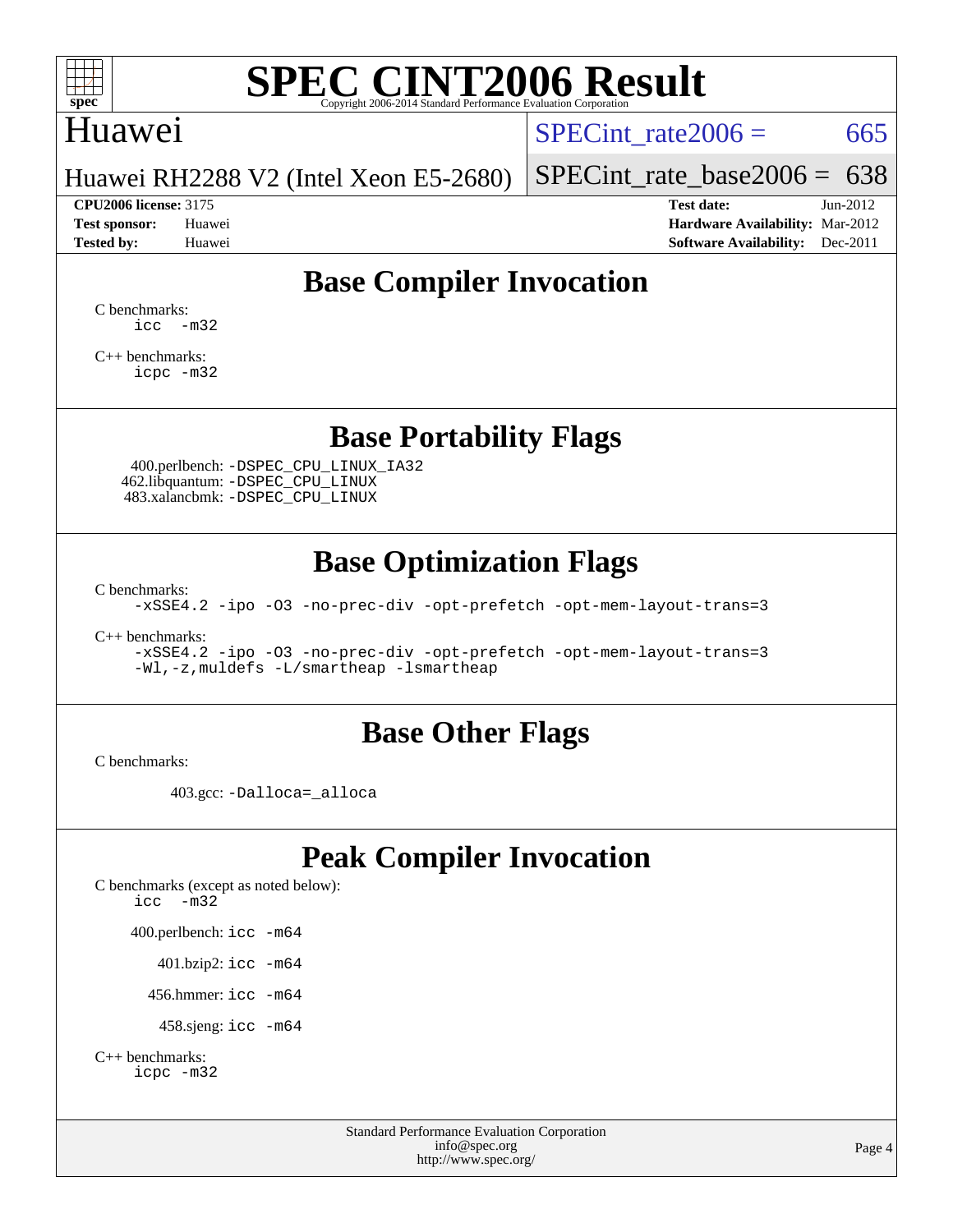# SPEC CINT2006 Result

Copyright 2006-2014 Standard Performance Evaluation Corporation

## Huawei

Huawei RH2288 V2 (Intel Xeon E5-2680)

SPECint_rate2006 = 665

SPECint_rate_base2006 = 638

**CPU2006 license:** 3175
**Test sponsor:** Huawei
**Tested by:** Huawei

**Test date:** Jun-2012
**Hardware Availability:** Mar-2012
**Software Availability:** Dec-2011

## Base Compiler Invocation

C benchmarks:
```
icc  -m32
```

C++ benchmarks:
```
icpc -m32
```

## Base Portability Flags

400.perlbench: `-DSPEC_CPU_LINUX_IA32`
462.libquantum: `-DSPEC_CPU_LINUX`
483.xalancbmk: `-DSPEC_CPU_LINUX`

## Base Optimization Flags

C benchmarks:
```
-xSSE4.2 -ipo -O3 -no-prec-div -opt-prefetch -opt-mem-layout-trans=3
```

C++ benchmarks:
```
-xSSE4.2 -ipo -O3 -no-prec-div -opt-prefetch -opt-mem-layout-trans=3
-Wl,-z,muldefs -L/smartheap -lsmartheap
```

## Base Other Flags

C benchmarks:

403.gcc: `-Dalloca=_alloca`

## Peak Compiler Invocation

C benchmarks (except as noted below):
```
icc  -m32
```

400.perlbench: `icc -m64`

401.bzip2: `icc -m64`

456.hmmer: `icc -m64`

458.sjeng: `icc -m64`

C++ benchmarks:
```
icpc -m32
```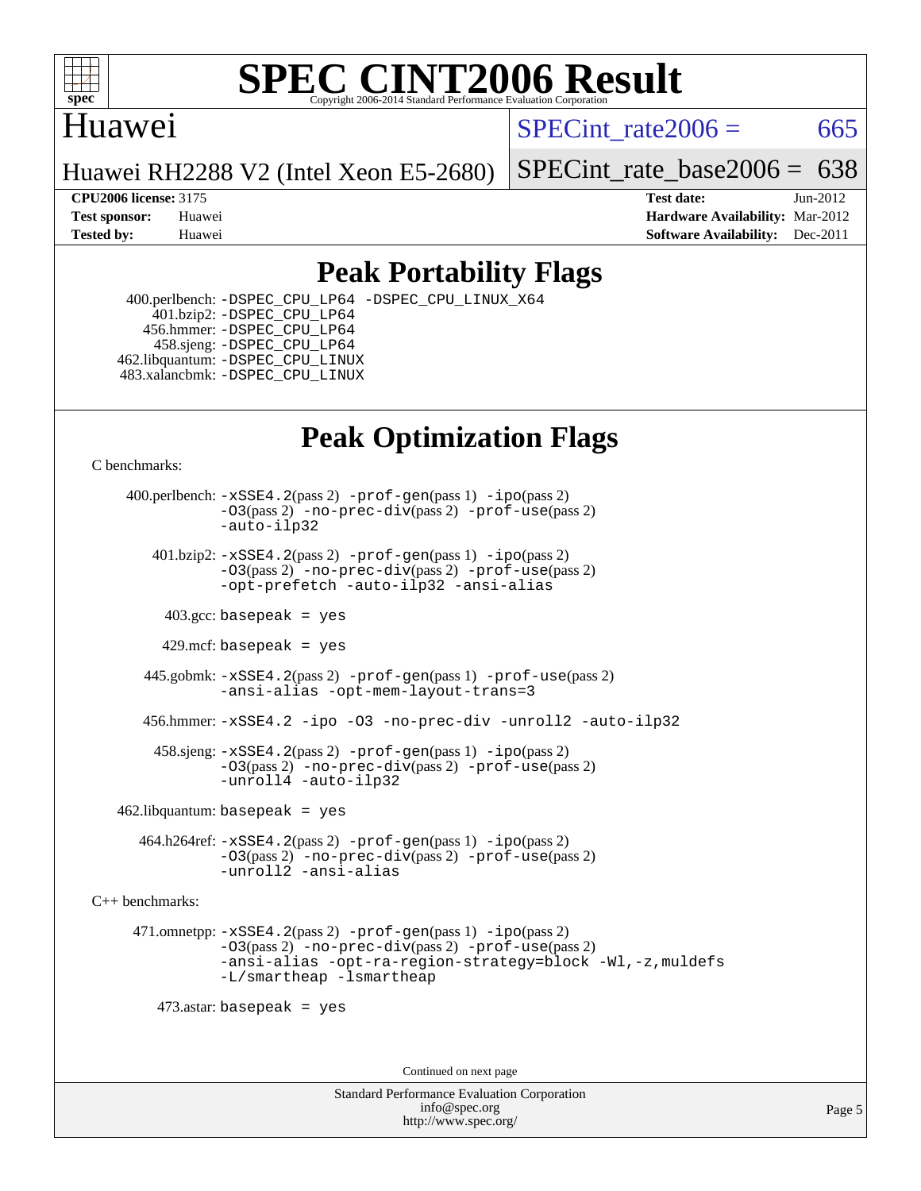# SPEC CINT2006 Result

Copyright 2006-2014 Standard Performance Evaluation Corporation

## Huawei

Huawei RH2288 V2 (Intel Xeon E5-2680)

SPECint_rate2006 = 665

SPECint_rate_base2006 = 638

**CPU2006 license:** 3175
**Test sponsor:** Huawei
**Tested by:** Huawei

**Test date:** Jun-2012
**Hardware Availability:** Mar-2012
**Software Availability:** Dec-2011

## Peak Portability Flags

400.perlbench: -DSPEC_CPU_LP64 -DSPEC_CPU_LINUX_X64
401.bzip2: -DSPEC_CPU_LP64
456.hmmer: -DSPEC_CPU_LP64
458.sjeng: -DSPEC_CPU_LP64
462.libquantum: -DSPEC_CPU_LINUX
483.xalancbmk: -DSPEC_CPU_LINUX

## Peak Optimization Flags

C benchmarks:

400.perlbench: -xSSE4.2(pass 2) -prof-gen(pass 1) -ipo(pass 2) -O3(pass 2) -no-prec-div(pass 2) -prof-use(pass 2) -auto-ilp32

401.bzip2: -xSSE4.2(pass 2) -prof-gen(pass 1) -ipo(pass 2) -O3(pass 2) -no-prec-div(pass 2) -prof-use(pass 2) -opt-prefetch -auto-ilp32 -ansi-alias

403.gcc: basepeak = yes

429.mcf: basepeak = yes

445.gobmk: -xSSE4.2(pass 2) -prof-gen(pass 1) -prof-use(pass 2) -ansi-alias -opt-mem-layout-trans=3

456.hmmer: -xSSE4.2 -ipo -O3 -no-prec-div -unroll2 -auto-ilp32

458.sjeng: -xSSE4.2(pass 2) -prof-gen(pass 1) -ipo(pass 2) -O3(pass 2) -no-prec-div(pass 2) -prof-use(pass 2) -unroll4 -auto-ilp32

462.libquantum: basepeak = yes

464.h264ref: -xSSE4.2(pass 2) -prof-gen(pass 1) -ipo(pass 2) -O3(pass 2) -no-prec-div(pass 2) -prof-use(pass 2) -unroll2 -ansi-alias

C++ benchmarks:

471.omnetpp: -xSSE4.2(pass 2) -prof-gen(pass 1) -ipo(pass 2) -O3(pass 2) -no-prec-div(pass 2) -prof-use(pass 2) -ansi-alias -opt-ra-region-strategy=block -Wl,-z,muldefs -L/smartheap -lsmartheap

473.astar: basepeak = yes

Continued on next page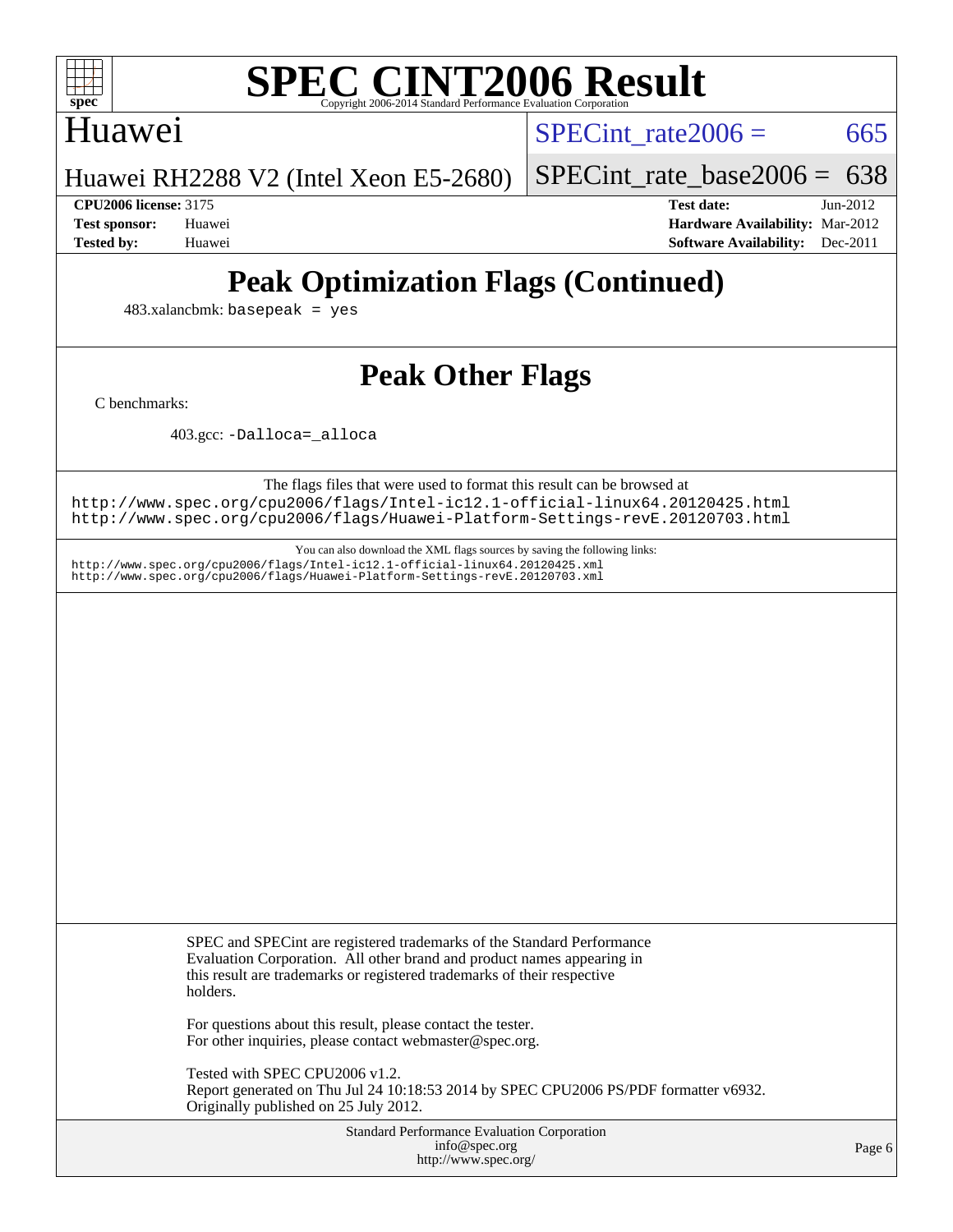# Peak Optimization Flags (Continued)

483.xalancbmk: basepeak = yes

# Peak Other Flags

C benchmarks:

403.gcc: -Dalloca=_alloca

The flags files that were used to format this result can be browsed at
http://www.spec.org/cpu2006/flags/Intel-ic12.1-official-linux64.20120425.html
http://www.spec.org/cpu2006/flags/Huawei-Platform-Settings-revE.20120703.html

You can also download the XML flags sources by saving the following links:
http://www.spec.org/cpu2006/flags/Intel-ic12.1-official-linux64.20120425.xml
http://www.spec.org/cpu2006/flags/Huawei-Platform-Settings-revE.20120703.xml

SPEC and SPECint are registered trademarks of the Standard Performance Evaluation Corporation. All other brand and product names appearing in this result are trademarks or registered trademarks of their respective holders.

For questions about this result, please contact the tester.
For other inquiries, please contact webmaster@spec.org.

Tested with SPEC CPU2006 v1.2.
Report generated on Thu Jul 24 10:18:53 2014 by SPEC CPU2006 PS/PDF formatter v6932.
Originally published on 25 July 2012.